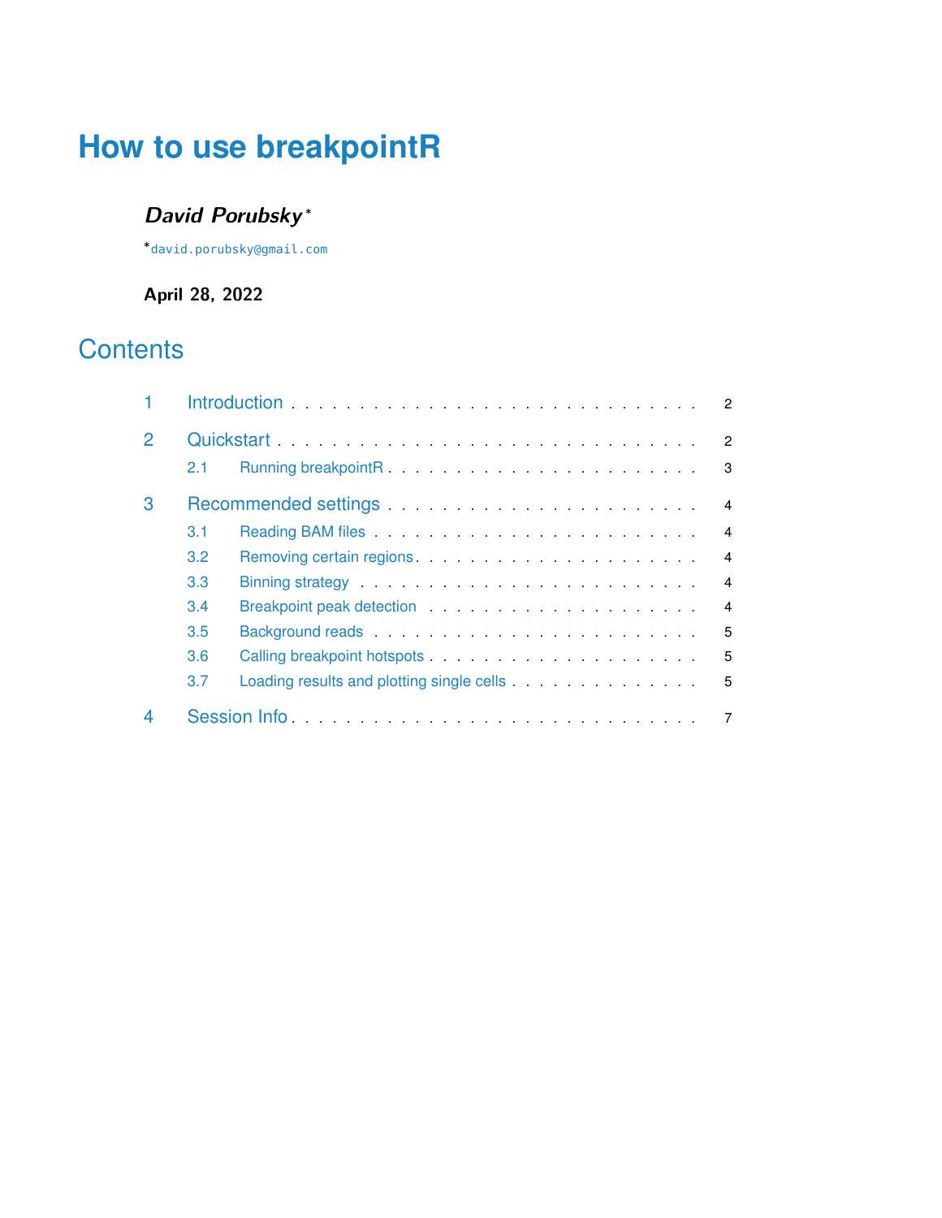# How to use breakpointR

***David Porubsky*** [*]

[*] david.porubsky@gmail.com

**April 28, 2022**

## Contents

1 Introduction . . . . . . . . . . . . . . . . . . . . . . . . . . . . . 2

2 Quickstart . . . . . . . . . . . . . . . . . . . . . . . . . . . . . 2

- 2.1 Running breakpointR . . . . . . . . . . . . . . . . . . . . . . . 3

3 Recommended settings . . . . . . . . . . . . . . . . . . . . . . 4

- 3.1 Reading BAM files . . . . . . . . . . . . . . . . . . . . . . . . 4
- 3.2 Removing certain regions . . . . . . . . . . . . . . . . . . . . . 4
- 3.3 Binning strategy . . . . . . . . . . . . . . . . . . . . . . . . . 4
- 3.4 Breakpoint peak detection . . . . . . . . . . . . . . . . . . . . 4
- 3.5 Background reads . . . . . . . . . . . . . . . . . . . . . . . . 5
- 3.6 Calling breakpoint hotspots . . . . . . . . . . . . . . . . . . . 5
- 3.7 Loading results and plotting single cells . . . . . . . . . . . . . 5

4 Session Info . . . . . . . . . . . . . . . . . . . . . . . . . . . . 7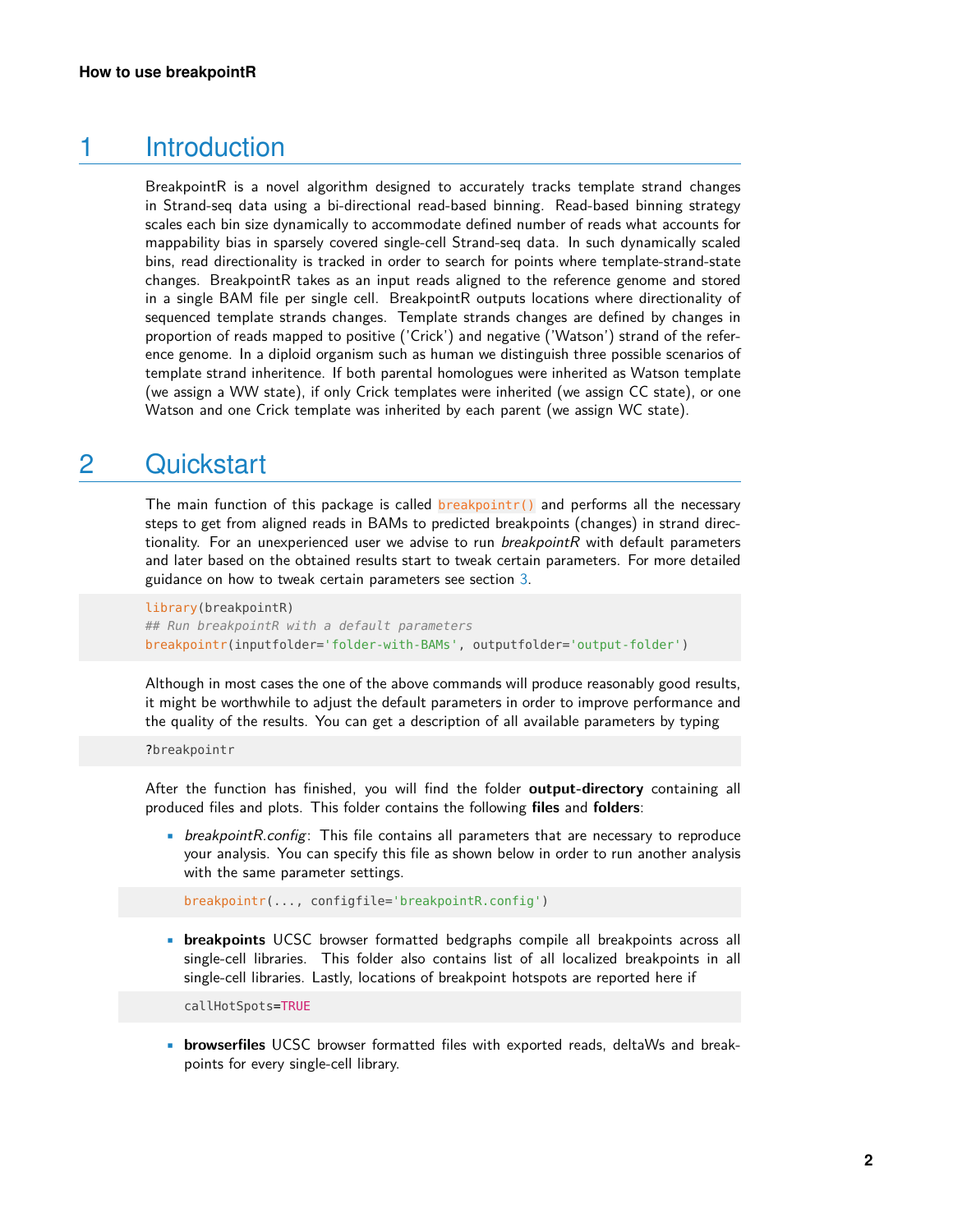## 1 Introduction

BreakpointR is a novel algorithm designed to accurately tracks template strand changes in Strand-seq data using a bi-directional read-based binning. Read-based binning strategy scales each bin size dynamically to accommodate defined number of reads what accounts for mappability bias in sparsely covered single-cell Strand-seq data. In such dynamically scaled bins, read directionality is tracked in order to search for points where template-strand-state changes. BreakpointR takes as an input reads aligned to the reference genome and stored in a single BAM file per single cell. BreakpointR outputs locations where directionality of sequenced template strands changes. Template strands changes are defined by changes in proportion of reads mapped to positive ('Crick') and negative ('Watson') strand of the reference genome. In a diploid organism such as human we distinguish three possible scenarios of template strand inheritence. If both parental homologues were inherited as Watson template (we assign a WW state), if only Crick templates were inherited (we assign CC state), or one Watson and one Crick template was inherited by each parent (we assign WC state).

## 2 Quickstart

The main function of this package is called `breakpointr()` and performs all the necessary steps to get from aligned reads in BAMs to predicted breakpoints (changes) in strand directionality. For an unexperienced user we advise to run *breakpointR* with default parameters and later based on the obtained results start to tweak certain parameters. For more detailed guidance on how to tweak certain parameters see section 3.

```
library(breakpointR)
## Run breakpointR with a default parameters
breakpointr(inputfolder='folder-with-BAMs', outputfolder='output-folder')
```

Although in most cases the one of the above commands will produce reasonably good results, it might be worthwhile to adjust the default parameters in order to improve performance and the quality of the results. You can get a description of all available parameters by typing

```
?breakpointr
```

After the function has finished, you will find the folder **output-directory** containing all produced files and plots. This folder contains the following **files** and **folders**:

- *breakpointR.config*: This file contains all parameters that are necessary to reproduce your analysis. You can specify this file as shown below in order to run another analysis with the same parameter settings.

```
breakpointr(..., configfile='breakpointR.config')
```

- **breakpoints** UCSC browser formatted bedgraphs compile all breakpoints across all single-cell libraries. This folder also contains list of all localized breakpoints in all single-cell libraries. Lastly, locations of breakpoint hotspots are reported here if

```
callHotSpots=TRUE
```

- **browserfiles** UCSC browser formatted files with exported reads, deltaWs and breakpoints for every single-cell library.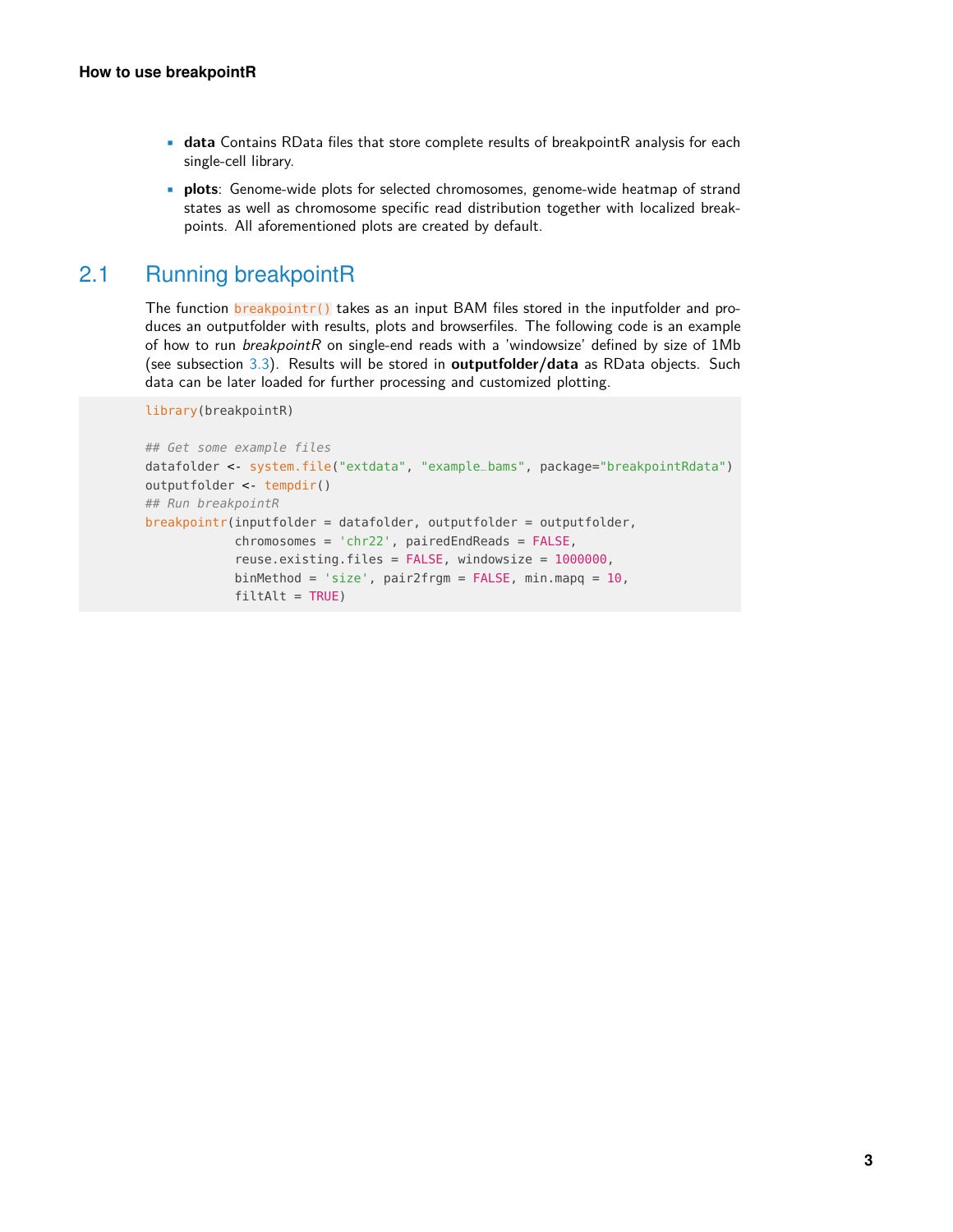- **data** Contains RData files that store complete results of breakpointR analysis for each single-cell library.
- **plots**: Genome-wide plots for selected chromosomes, genome-wide heatmap of strand states as well as chromosome specific read distribution together with localized breakpoints. All aforementioned plots are created by default.

## 2.1 Running breakpointR

The function `breakpointr()` takes as an input BAM files stored in the inputfolder and produces an outputfolder with results, plots and browserfiles. The following code is an example of how to run *breakpointR* on single-end reads with a 'windowsize' defined by size of 1Mb (see subsection 3.3). Results will be stored in **outputfolder/data** as RData objects. Such data can be later loaded for further processing and customized plotting.

```
library(breakpointR)

## Get some example files
datafolder <- system.file("extdata", "example_bams", package="breakpointRdata")
outputfolder <- tempdir()
## Run breakpointR
breakpointr(inputfolder = datafolder, outputfolder = outputfolder,
            chromosomes = 'chr22', pairedEndReads = FALSE,
            reuse.existing.files = FALSE, windowsize = 1000000,
            binMethod = 'size', pair2frgm = FALSE, min.mapq = 10,
            filtAlt = TRUE)
```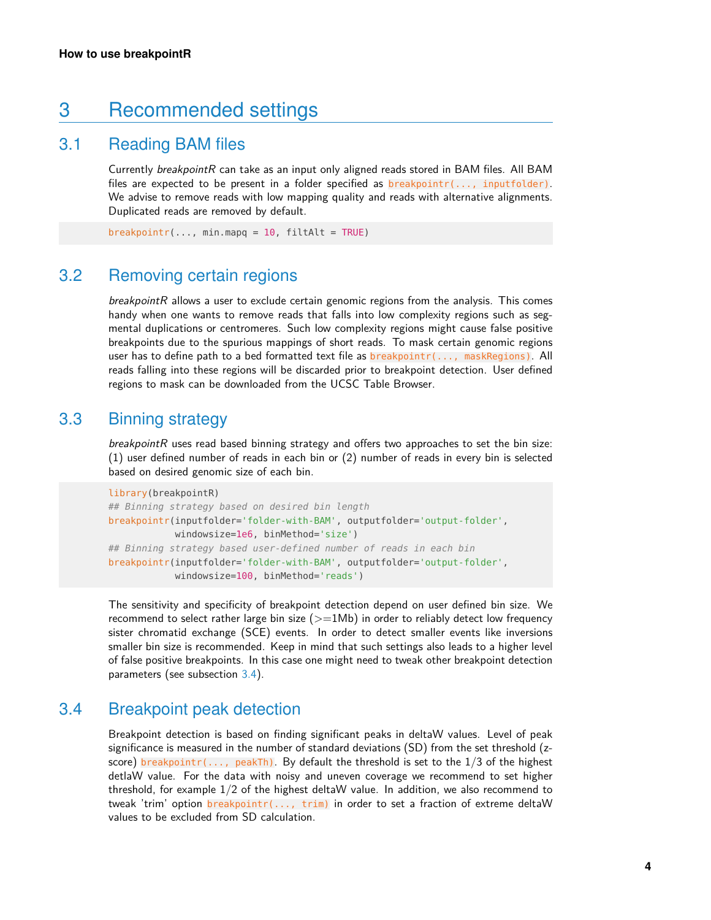# 3 Recommended settings

## 3.1 Reading BAM files

Currently *breakpointR* can take as an input only aligned reads stored in BAM files. All BAM files are expected to be present in a folder specified as `breakpointr(..., inputfolder)`. We advise to remove reads with low mapping quality and reads with alternative alignments. Duplicated reads are removed by default.

```
breakpointr(..., min.mapq = 10, filtAlt = TRUE)
```

## 3.2 Removing certain regions

*breakpointR* allows a user to exclude certain genomic regions from the analysis. This comes handy when one wants to remove reads that falls into low complexity regions such as segmental duplications or centromeres. Such low complexity regions might cause false positive breakpoints due to the spurious mappings of short reads. To mask certain genomic regions user has to define path to a bed formatted text file as `breakpointr(..., maskRegions)`. All reads falling into these regions will be discarded prior to breakpoint detection. User defined regions to mask can be downloaded from the UCSC Table Browser.

## 3.3 Binning strategy

*breakpointR* uses read based binning strategy and offers two approaches to set the bin size: (1) user defined number of reads in each bin or (2) number of reads in every bin is selected based on desired genomic size of each bin.

```
library(breakpointR)
## Binning strategy based on desired bin length
breakpointr(inputfolder='folder-with-BAM', outputfolder='output-folder',
            windowsize=1e6, binMethod='size')
## Binning strategy based user-defined number of reads in each bin
breakpointr(inputfolder='folder-with-BAM', outputfolder='output-folder',
            windowsize=100, binMethod='reads')
```

The sensitivity and specificity of breakpoint detection depend on user defined bin size. We recommend to select rather large bin size (>=1Mb) in order to reliably detect low frequency sister chromatid exchange (SCE) events. In order to detect smaller events like inversions smaller bin size is recommended. Keep in mind that such settings also leads to a higher level of false positive breakpoints. In this case one might need to tweak other breakpoint detection parameters (see subsection 3.4).

## 3.4 Breakpoint peak detection

Breakpoint detection is based on finding significant peaks in deltaW values. Level of peak significance is measured in the number of standard deviations (SD) from the set threshold (z-score) `breakpointr(..., peakTh)`. By default the threshold is set to the 1/3 of the highest detlaW value. For the data with noisy and uneven coverage we recommend to set higher threshold, for example 1/2 of the highest deltaW value. In addition, we also recommend to tweak 'trim' option `breakpointr(..., trim)` in order to set a fraction of extreme deltaW values to be excluded from SD calculation.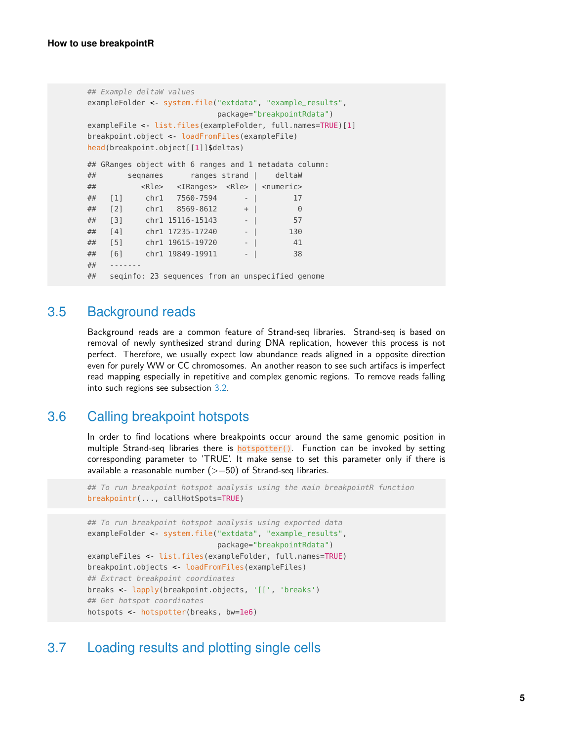```r
## Example deltaW values
exampleFolder <- system.file("extdata", "example_results",
                             package="breakpointRdata")
exampleFile <- list.files(exampleFolder, full.names=TRUE)[1]
breakpoint.object <- loadFromFiles(exampleFile)
head(breakpoint.object[[1]]$deltas)

## GRanges object with 6 ranges and 1 metadata column:
##       seqnames      ranges strand |    deltaW
##          <Rle>   <IRanges>  <Rle> | <numeric>
##   [1]     chr1   7560-7594      - |        17
##   [2]     chr1   8569-8612      + |         0
##   [3]     chr1 15116-15143      - |        57
##   [4]     chr1 17235-17240      - |       130
##   [5]     chr1 19615-19720      - |        41
##   [6]     chr1 19849-19911      - |        38
##   -------
##   seqinfo: 23 sequences from an unspecified genome
```

## 3.5 Background reads

Background reads are a common feature of Strand-seq libraries. Strand-seq is based on removal of newly synthesized strand during DNA replication, however this process is not perfect. Therefore, we usually expect low abundance reads aligned in a opposite direction even for purely WW or CC chromosomes. An another reason to see such artifacs is imperfect read mapping especially in repetitive and complex genomic regions. To remove reads falling into such regions see subsection 3.2.

## 3.6 Calling breakpoint hotspots

In order to find locations where breakpoints occur around the same genomic position in multiple Strand-seq libraries there is `hotspotter()`. Function can be invoked by setting corresponding parameter to 'TRUE'. It make sense to set this parameter only if there is available a reasonable number (>=50) of Strand-seq libraries.

```r
## To run breakpoint hotspot analysis using the main breakpointR function
breakpointr(..., callHotSpots=TRUE)
```

```r
## To run breakpoint hotspot analysis using exported data
exampleFolder <- system.file("extdata", "example_results",
                             package="breakpointRdata")
exampleFiles <- list.files(exampleFolder, full.names=TRUE)
breakpoint.objects <- loadFromFiles(exampleFiles)
## Extract breakpoint coordinates
breaks <- lapply(breakpoint.objects, '[[', 'breaks')
## Get hotspot coordinates
hotspots <- hotspotter(breaks, bw=1e6)
```

## 3.7 Loading results and plotting single cells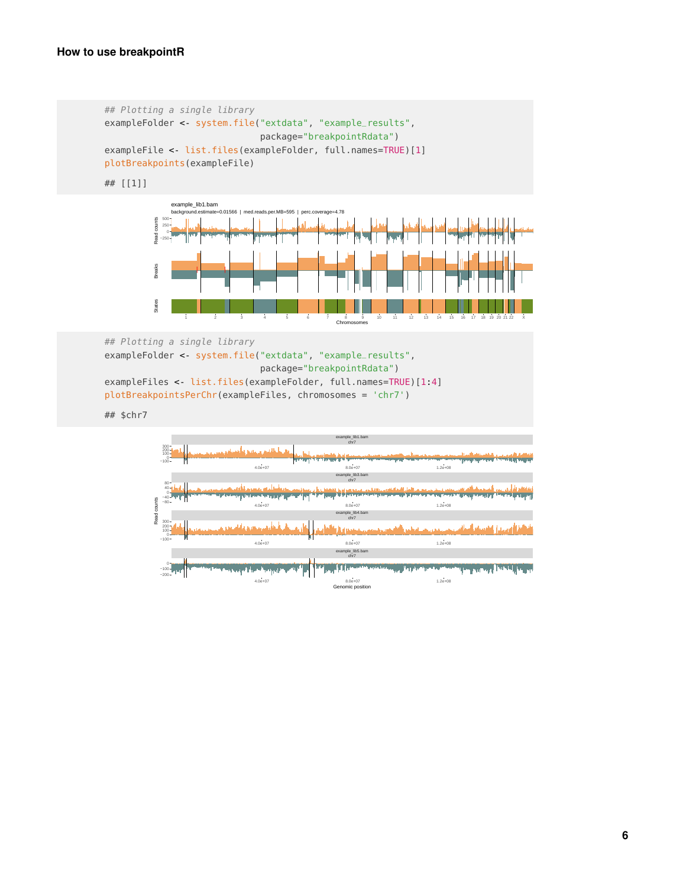```r
## Plotting a single library
exampleFolder <- system.file("extdata", "example_results",
                             package="breakpointRdata")
exampleFile <- list.files(exampleFolder, full.names=TRUE)[1]
plotBreakpoints(exampleFile)
```

```
## [[1]]
```

```r
## Plotting a single library
exampleFolder <- system.file("extdata", "example_results",
                             package="breakpointRdata")
exampleFiles <- list.files(exampleFolder, full.names=TRUE)[1:4]
plotBreakpointsPerChr(exampleFiles, chromosomes = 'chr7')
```

```
## $chr7
```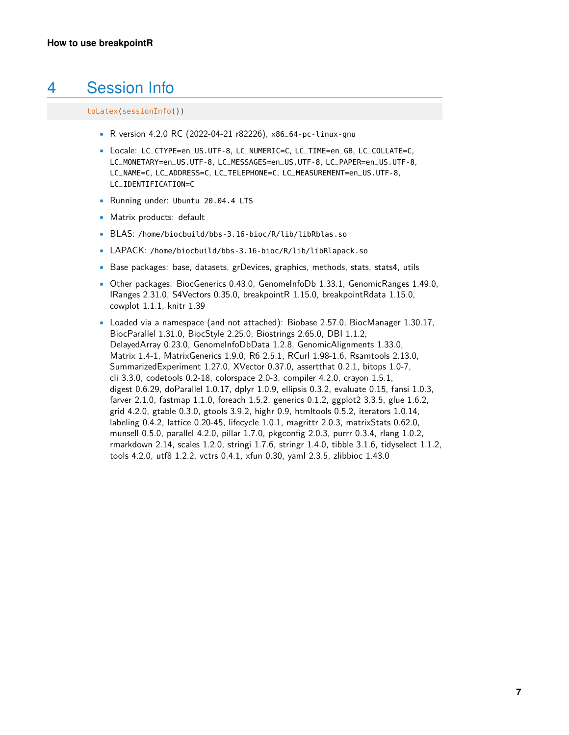# 4 Session Info

```
toLatex(sessionInfo())
```

- R version 4.2.0 RC (2022-04-21 r82226), x86_64-pc-linux-gnu
- Locale: LC_CTYPE=en_US.UTF-8, LC_NUMERIC=C, LC_TIME=en_GB, LC_COLLATE=C, LC_MONETARY=en_US.UTF-8, LC_MESSAGES=en_US.UTF-8, LC_PAPER=en_US.UTF-8, LC_NAME=C, LC_ADDRESS=C, LC_TELEPHONE=C, LC_MEASUREMENT=en_US.UTF-8, LC_IDENTIFICATION=C
- Running under: Ubuntu 20.04.4 LTS
- Matrix products: default
- BLAS: /home/biocbuild/bbs-3.16-bioc/R/lib/libRblas.so
- LAPACK: /home/biocbuild/bbs-3.16-bioc/R/lib/libRlapack.so
- Base packages: base, datasets, grDevices, graphics, methods, stats, stats4, utils
- Other packages: BiocGenerics 0.43.0, GenomeInfoDb 1.33.1, GenomicRanges 1.49.0, IRanges 2.31.0, S4Vectors 0.35.0, breakpointR 1.15.0, breakpointRdata 1.15.0, cowplot 1.1.1, knitr 1.39
- Loaded via a namespace (and not attached): Biobase 2.57.0, BiocManager 1.30.17, BiocParallel 1.31.0, BiocStyle 2.25.0, Biostrings 2.65.0, DBI 1.1.2, DelayedArray 0.23.0, GenomeInfoDbData 1.2.8, GenomicAlignments 1.33.0, Matrix 1.4-1, MatrixGenerics 1.9.0, R6 2.5.1, RCurl 1.98-1.6, Rsamtools 2.13.0, SummarizedExperiment 1.27.0, XVector 0.37.0, assertthat 0.2.1, bitops 1.0-7, cli 3.3.0, codetools 0.2-18, colorspace 2.0-3, compiler 4.2.0, crayon 1.5.1, digest 0.6.29, doParallel 1.0.17, dplyr 1.0.9, ellipsis 0.3.2, evaluate 0.15, fansi 1.0.3, farver 2.1.0, fastmap 1.1.0, foreach 1.5.2, generics 0.1.2, ggplot2 3.3.5, glue 1.6.2, grid 4.2.0, gtable 0.3.0, gtools 3.9.2, highr 0.9, htmltools 0.5.2, iterators 1.0.14, labeling 0.4.2, lattice 0.20-45, lifecycle 1.0.1, magrittr 2.0.3, matrixStats 0.62.0, munsell 0.5.0, parallel 4.2.0, pillar 1.7.0, pkgconfig 2.0.3, purrr 0.3.4, rlang 1.0.2, rmarkdown 2.14, scales 1.2.0, stringi 1.7.6, stringr 1.4.0, tibble 3.1.6, tidyselect 1.1.2, tools 4.2.0, utf8 1.2.2, vctrs 0.4.1, xfun 0.30, yaml 2.3.5, zlibbioc 1.43.0